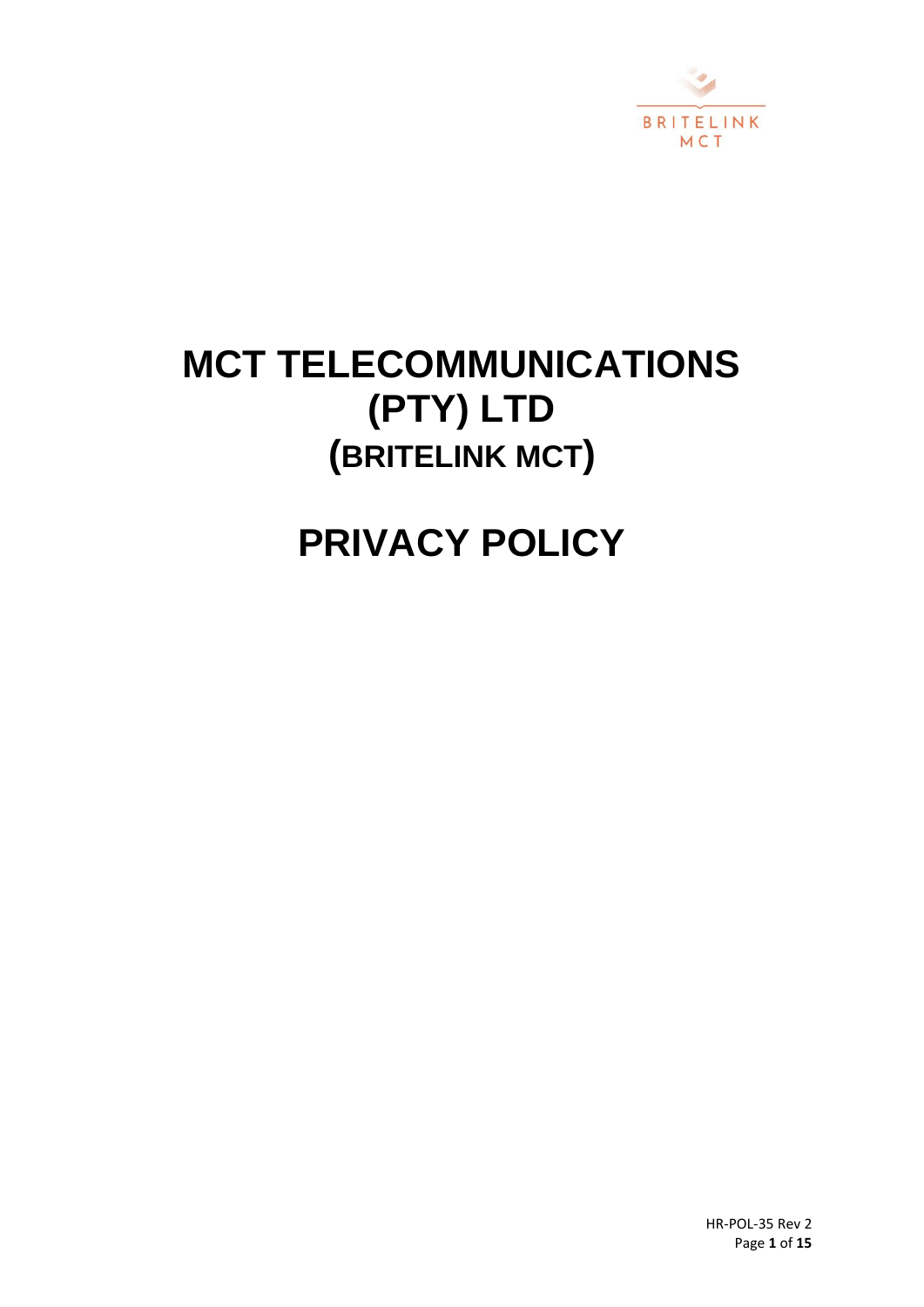# MCT TELECOMMUNICATIONS (PTY) LTD
## (BRITELINK MCT)

# PRIVACY POLICY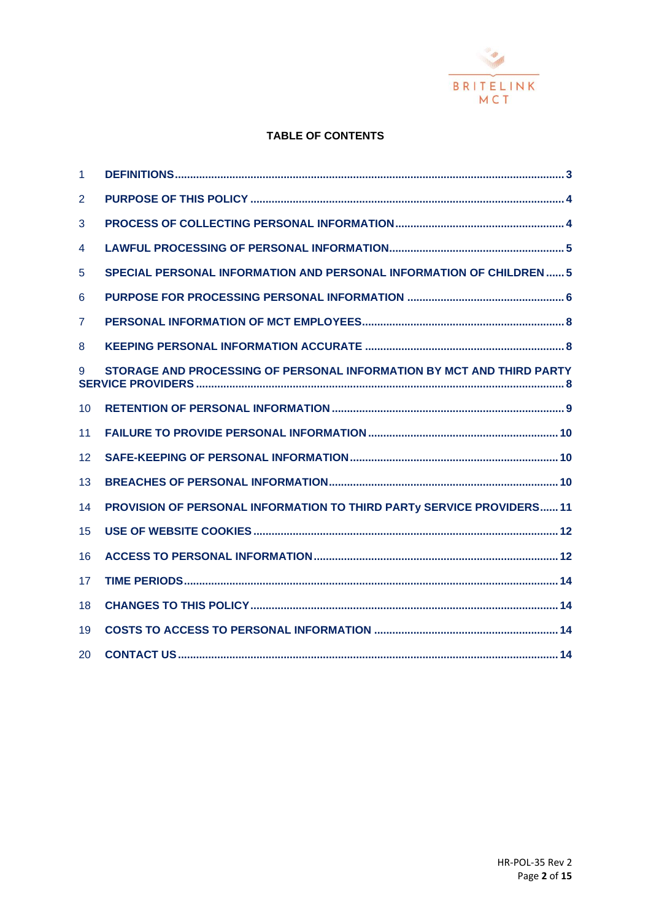**TABLE OF CONTENTS**

1 DEFINITIONS ..... 3

2 PURPOSE OF THIS POLICY ..... 4

3 PROCESS OF COLLECTING PERSONAL INFORMATION ..... 4

4 LAWFUL PROCESSING OF PERSONAL INFORMATION ..... 5

5 SPECIAL PERSONAL INFORMATION AND PERSONAL INFORMATION OF CHILDREN ..... 5

6 PURPOSE FOR PROCESSING PERSONAL INFORMATION ..... 6

7 PERSONAL INFORMATION OF MCT EMPLOYEES ..... 8

8 KEEPING PERSONAL INFORMATION ACCURATE ..... 8

9 STORAGE AND PROCESSING OF PERSONAL INFORMATION BY MCT AND THIRD PARTY SERVICE PROVIDERS ..... 8

10 RETENTION OF PERSONAL INFORMATION ..... 9

11 FAILURE TO PROVIDE PERSONAL INFORMATION ..... 10

12 SAFE-KEEPING OF PERSONAL INFORMATION ..... 10

13 BREACHES OF PERSONAL INFORMATION ..... 10

14 PROVISION OF PERSONAL INFORMATION TO THIRD PARTy SERVICE PROVIDERS ..... 11

15 USE OF WEBSITE COOKIES ..... 12

16 ACCESS TO PERSONAL INFORMATION ..... 12

17 TIME PERIODS ..... 14

18 CHANGES TO THIS POLICY ..... 14

19 COSTS TO ACCESS TO PERSONAL INFORMATION ..... 14

20 CONTACT US ..... 14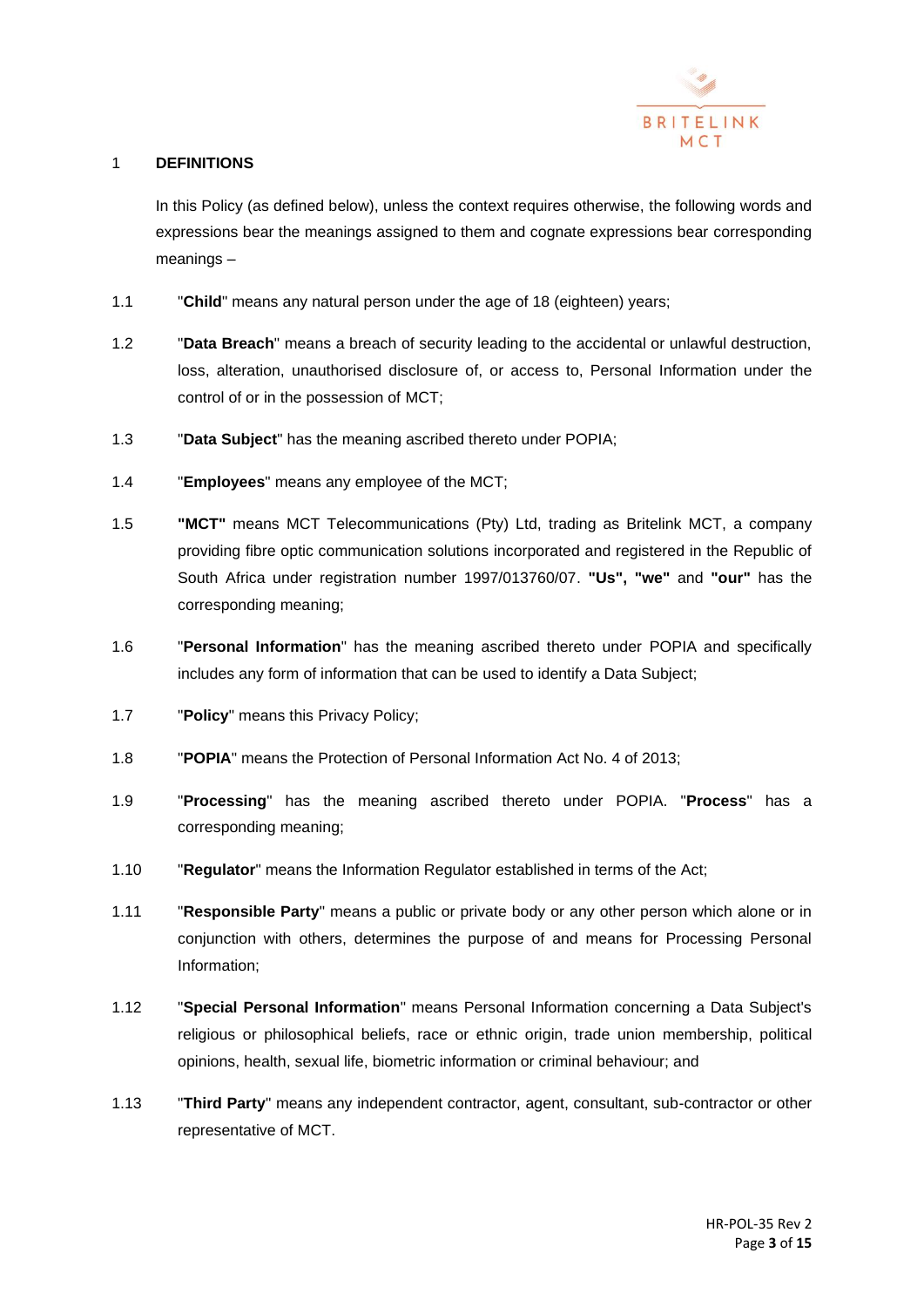## 1 DEFINITIONS

In this Policy (as defined below), unless the context requires otherwise, the following words and expressions bear the meanings assigned to them and cognate expressions bear corresponding meanings –

1.1 "**Child**" means any natural person under the age of 18 (eighteen) years;

1.2 "**Data Breach**" means a breach of security leading to the accidental or unlawful destruction, loss, alteration, unauthorised disclosure of, or access to, Personal Information under the control of or in the possession of MCT;

1.3 "**Data Subject**" has the meaning ascribed thereto under POPIA;

1.4 "**Employees**" means any employee of the MCT;

1.5 **"MCT"** means MCT Telecommunications (Pty) Ltd, trading as Britelink MCT, a company providing fibre optic communication solutions incorporated and registered in the Republic of South Africa under registration number 1997/013760/07. **"Us", "we"** and **"our"** has the corresponding meaning;

1.6 "**Personal Information**" has the meaning ascribed thereto under POPIA and specifically includes any form of information that can be used to identify a Data Subject;

1.7 "**Policy**" means this Privacy Policy;

1.8 "**POPIA**" means the Protection of Personal Information Act No. 4 of 2013;

1.9 "**Processing**" has the meaning ascribed thereto under POPIA. "**Process**" has a corresponding meaning;

1.10 "**Regulator**" means the Information Regulator established in terms of the Act;

1.11 "**Responsible Party**" means a public or private body or any other person which alone or in conjunction with others, determines the purpose of and means for Processing Personal Information;

1.12 "**Special Personal Information**" means Personal Information concerning a Data Subject's religious or philosophical beliefs, race or ethnic origin, trade union membership, political opinions, health, sexual life, biometric information or criminal behaviour; and

1.13 "**Third Party**" means any independent contractor, agent, consultant, sub-contractor or other representative of MCT.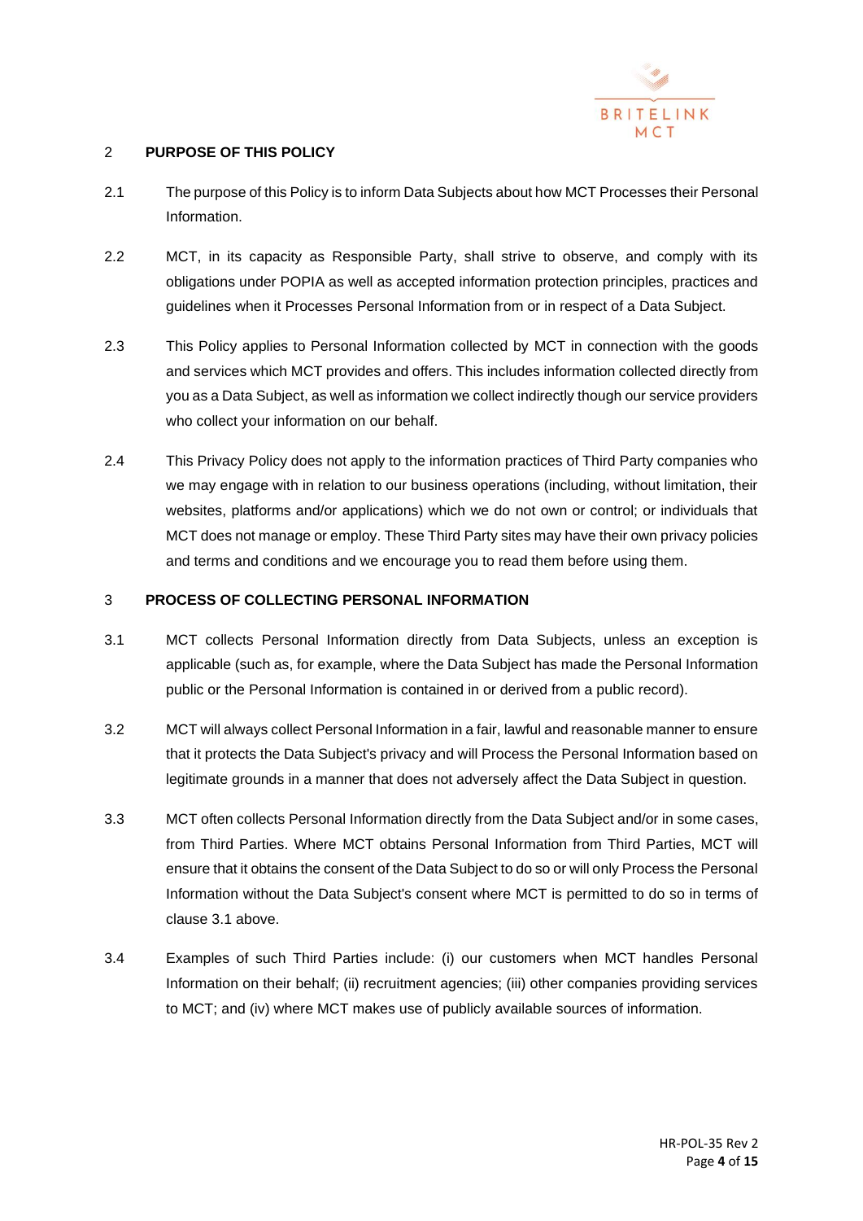## 2 PURPOSE OF THIS POLICY

2.1 The purpose of this Policy is to inform Data Subjects about how MCT Processes their Personal Information.

2.2 MCT, in its capacity as Responsible Party, shall strive to observe, and comply with its obligations under POPIA as well as accepted information protection principles, practices and guidelines when it Processes Personal Information from or in respect of a Data Subject.

2.3 This Policy applies to Personal Information collected by MCT in connection with the goods and services which MCT provides and offers. This includes information collected directly from you as a Data Subject, as well as information we collect indirectly though our service providers who collect your information on our behalf.

2.4 This Privacy Policy does not apply to the information practices of Third Party companies who we may engage with in relation to our business operations (including, without limitation, their websites, platforms and/or applications) which we do not own or control; or individuals that MCT does not manage or employ. These Third Party sites may have their own privacy policies and terms and conditions and we encourage you to read them before using them.

## 3 PROCESS OF COLLECTING PERSONAL INFORMATION

3.1 MCT collects Personal Information directly from Data Subjects, unless an exception is applicable (such as, for example, where the Data Subject has made the Personal Information public or the Personal Information is contained in or derived from a public record).

3.2 MCT will always collect Personal Information in a fair, lawful and reasonable manner to ensure that it protects the Data Subject's privacy and will Process the Personal Information based on legitimate grounds in a manner that does not adversely affect the Data Subject in question.

3.3 MCT often collects Personal Information directly from the Data Subject and/or in some cases, from Third Parties. Where MCT obtains Personal Information from Third Parties, MCT will ensure that it obtains the consent of the Data Subject to do so or will only Process the Personal Information without the Data Subject's consent where MCT is permitted to do so in terms of clause 3.1 above.

3.4 Examples of such Third Parties include: (i) our customers when MCT handles Personal Information on their behalf; (ii) recruitment agencies; (iii) other companies providing services to MCT; and (iv) where MCT makes use of publicly available sources of information.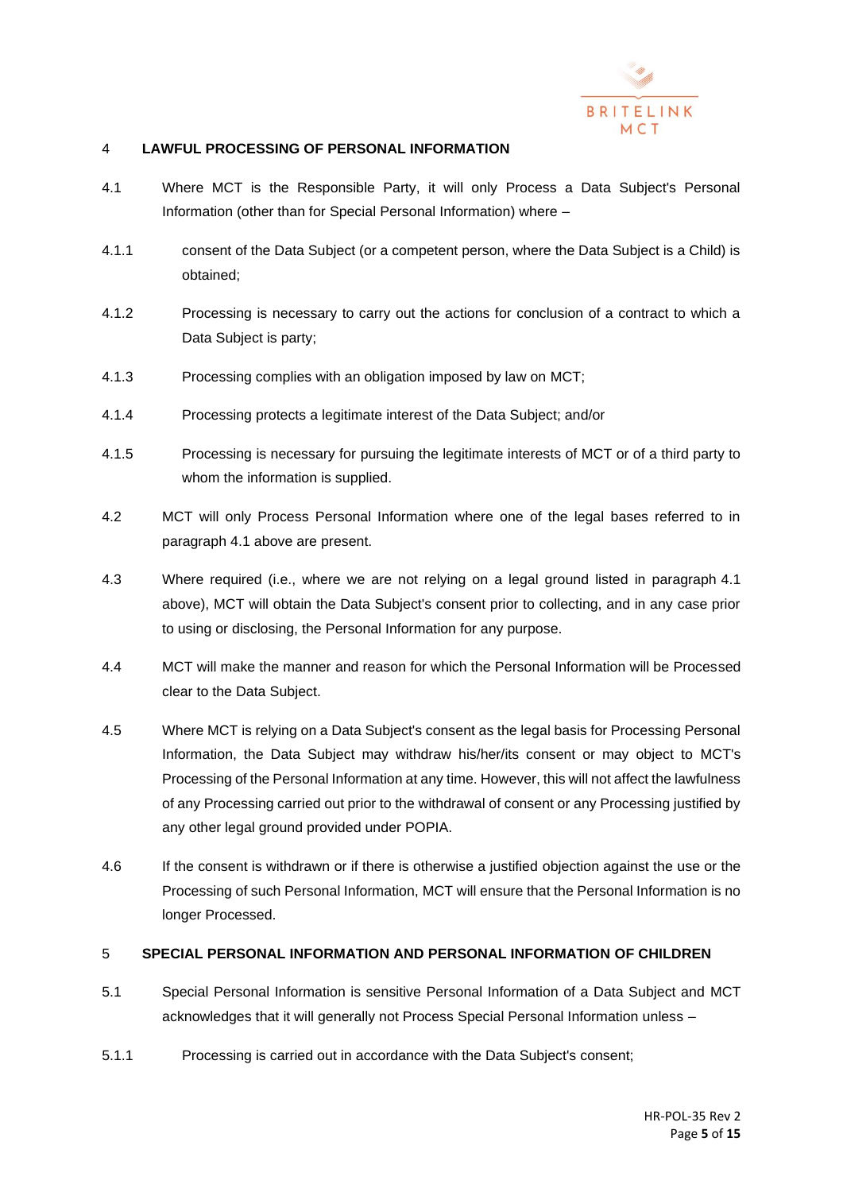## 4 LAWFUL PROCESSING OF PERSONAL INFORMATION

4.1 Where MCT is the Responsible Party, it will only Process a Data Subject's Personal Information (other than for Special Personal Information) where –

4.1.1 consent of the Data Subject (or a competent person, where the Data Subject is a Child) is obtained;

4.1.2 Processing is necessary to carry out the actions for conclusion of a contract to which a Data Subject is party;

4.1.3 Processing complies with an obligation imposed by law on MCT;

4.1.4 Processing protects a legitimate interest of the Data Subject; and/or

4.1.5 Processing is necessary for pursuing the legitimate interests of MCT or of a third party to whom the information is supplied.

4.2 MCT will only Process Personal Information where one of the legal bases referred to in paragraph 4.1 above are present.

4.3 Where required (i.e., where we are not relying on a legal ground listed in paragraph 4.1 above), MCT will obtain the Data Subject's consent prior to collecting, and in any case prior to using or disclosing, the Personal Information for any purpose.

4.4 MCT will make the manner and reason for which the Personal Information will be Processed clear to the Data Subject.

4.5 Where MCT is relying on a Data Subject's consent as the legal basis for Processing Personal Information, the Data Subject may withdraw his/her/its consent or may object to MCT's Processing of the Personal Information at any time. However, this will not affect the lawfulness of any Processing carried out prior to the withdrawal of consent or any Processing justified by any other legal ground provided under POPIA.

4.6 If the consent is withdrawn or if there is otherwise a justified objection against the use or the Processing of such Personal Information, MCT will ensure that the Personal Information is no longer Processed.

## 5 SPECIAL PERSONAL INFORMATION AND PERSONAL INFORMATION OF CHILDREN

5.1 Special Personal Information is sensitive Personal Information of a Data Subject and MCT acknowledges that it will generally not Process Special Personal Information unless –

5.1.1 Processing is carried out in accordance with the Data Subject's consent;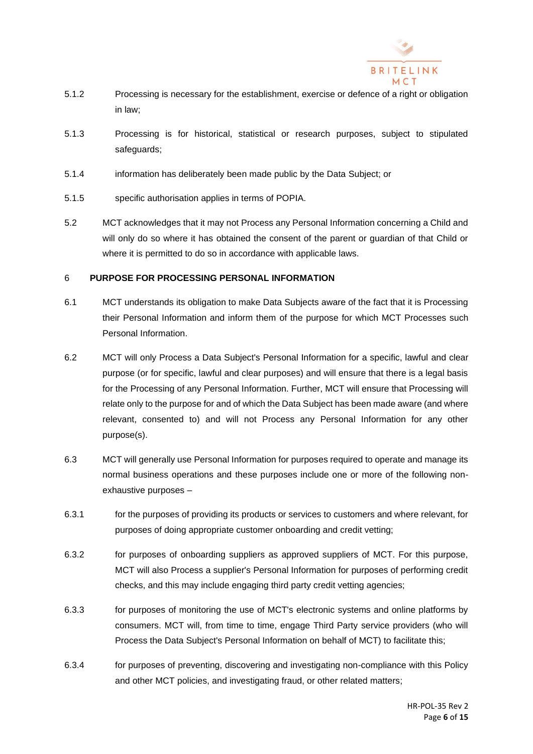5.1.2 Processing is necessary for the establishment, exercise or defence of a right or obligation in law;

5.1.3 Processing is for historical, statistical or research purposes, subject to stipulated safeguards;

5.1.4 information has deliberately been made public by the Data Subject; or

5.1.5 specific authorisation applies in terms of POPIA.

5.2 MCT acknowledges that it may not Process any Personal Information concerning a Child and will only do so where it has obtained the consent of the parent or guardian of that Child or where it is permitted to do so in accordance with applicable laws.

## 6 PURPOSE FOR PROCESSING PERSONAL INFORMATION

6.1 MCT understands its obligation to make Data Subjects aware of the fact that it is Processing their Personal Information and inform them of the purpose for which MCT Processes such Personal Information.

6.2 MCT will only Process a Data Subject's Personal Information for a specific, lawful and clear purpose (or for specific, lawful and clear purposes) and will ensure that there is a legal basis for the Processing of any Personal Information. Further, MCT will ensure that Processing will relate only to the purpose for and of which the Data Subject has been made aware (and where relevant, consented to) and will not Process any Personal Information for any other purpose(s).

6.3 MCT will generally use Personal Information for purposes required to operate and manage its normal business operations and these purposes include one or more of the following non-exhaustive purposes –

6.3.1 for the purposes of providing its products or services to customers and where relevant, for purposes of doing appropriate customer onboarding and credit vetting;

6.3.2 for purposes of onboarding suppliers as approved suppliers of MCT. For this purpose, MCT will also Process a supplier's Personal Information for purposes of performing credit checks, and this may include engaging third party credit vetting agencies;

6.3.3 for purposes of monitoring the use of MCT's electronic systems and online platforms by consumers. MCT will, from time to time, engage Third Party service providers (who will Process the Data Subject's Personal Information on behalf of MCT) to facilitate this;

6.3.4 for purposes of preventing, discovering and investigating non-compliance with this Policy and other MCT policies, and investigating fraud, or other related matters;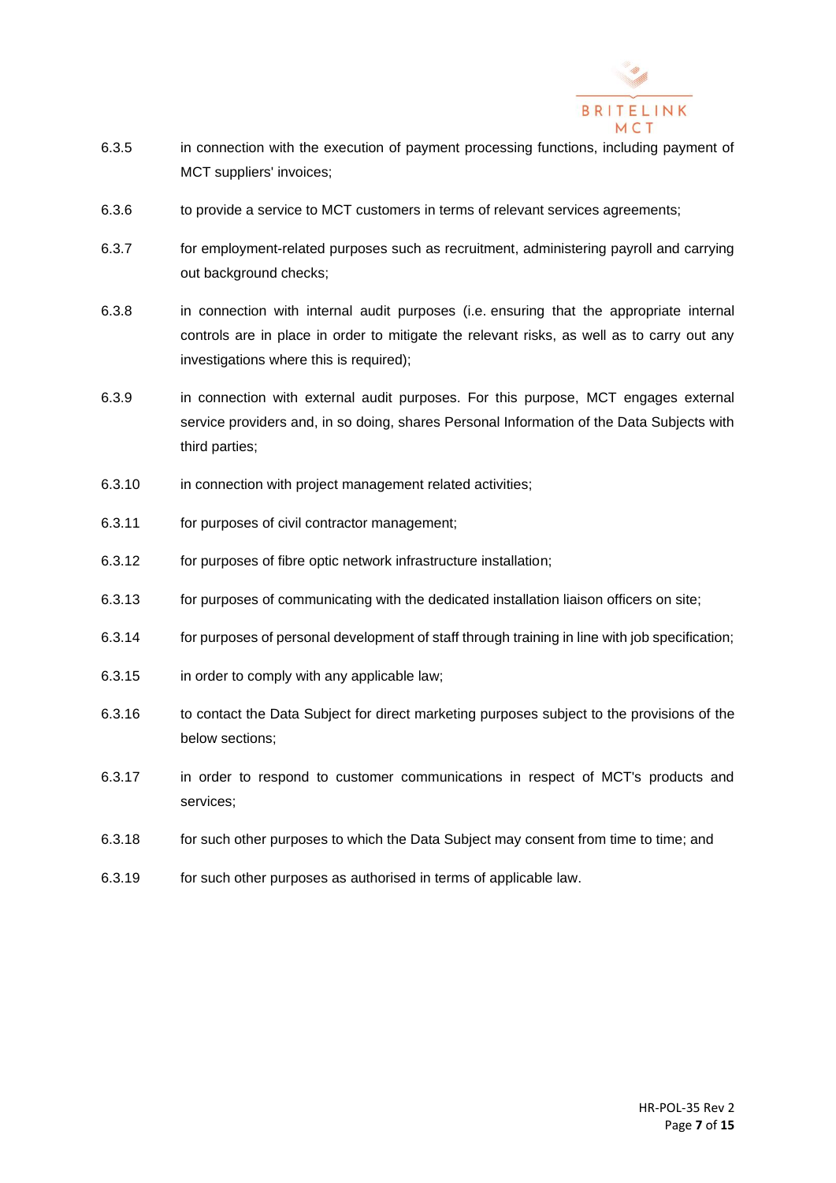6.3.5 in connection with the execution of payment processing functions, including payment of MCT suppliers' invoices;

6.3.6 to provide a service to MCT customers in terms of relevant services agreements;

6.3.7 for employment-related purposes such as recruitment, administering payroll and carrying out background checks;

6.3.8 in connection with internal audit purposes (i.e. ensuring that the appropriate internal controls are in place in order to mitigate the relevant risks, as well as to carry out any investigations where this is required);

6.3.9 in connection with external audit purposes. For this purpose, MCT engages external service providers and, in so doing, shares Personal Information of the Data Subjects with third parties;

6.3.10 in connection with project management related activities;

6.3.11 for purposes of civil contractor management;

6.3.12 for purposes of fibre optic network infrastructure installation;

6.3.13 for purposes of communicating with the dedicated installation liaison officers on site;

6.3.14 for purposes of personal development of staff through training in line with job specification;

6.3.15 in order to comply with any applicable law;

6.3.16 to contact the Data Subject for direct marketing purposes subject to the provisions of the below sections;

6.3.17 in order to respond to customer communications in respect of MCT's products and services;

6.3.18 for such other purposes to which the Data Subject may consent from time to time; and

6.3.19 for such other purposes as authorised in terms of applicable law.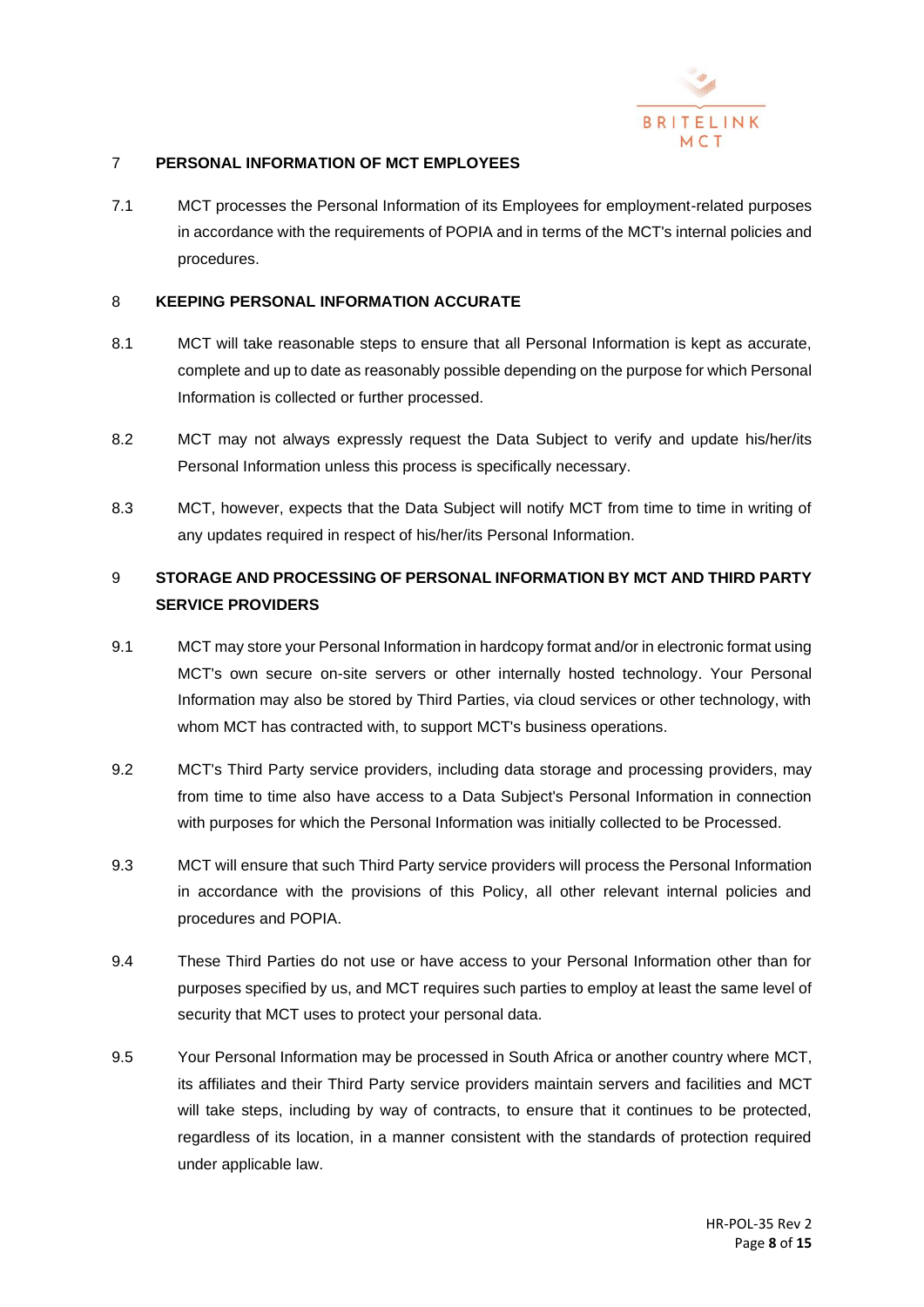## 7 PERSONAL INFORMATION OF MCT EMPLOYEES

7.1 MCT processes the Personal Information of its Employees for employment-related purposes in accordance with the requirements of POPIA and in terms of the MCT's internal policies and procedures.

## 8 KEEPING PERSONAL INFORMATION ACCURATE

8.1 MCT will take reasonable steps to ensure that all Personal Information is kept as accurate, complete and up to date as reasonably possible depending on the purpose for which Personal Information is collected or further processed.

8.2 MCT may not always expressly request the Data Subject to verify and update his/her/its Personal Information unless this process is specifically necessary.

8.3 MCT, however, expects that the Data Subject will notify MCT from time to time in writing of any updates required in respect of his/her/its Personal Information.

## 9 STORAGE AND PROCESSING OF PERSONAL INFORMATION BY MCT AND THIRD PARTY SERVICE PROVIDERS

9.1 MCT may store your Personal Information in hardcopy format and/or in electronic format using MCT's own secure on-site servers or other internally hosted technology. Your Personal Information may also be stored by Third Parties, via cloud services or other technology, with whom MCT has contracted with, to support MCT's business operations.

9.2 MCT's Third Party service providers, including data storage and processing providers, may from time to time also have access to a Data Subject's Personal Information in connection with purposes for which the Personal Information was initially collected to be Processed.

9.3 MCT will ensure that such Third Party service providers will process the Personal Information in accordance with the provisions of this Policy, all other relevant internal policies and procedures and POPIA.

9.4 These Third Parties do not use or have access to your Personal Information other than for purposes specified by us, and MCT requires such parties to employ at least the same level of security that MCT uses to protect your personal data.

9.5 Your Personal Information may be processed in South Africa or another country where MCT, its affiliates and their Third Party service providers maintain servers and facilities and MCT will take steps, including by way of contracts, to ensure that it continues to be protected, regardless of its location, in a manner consistent with the standards of protection required under applicable law.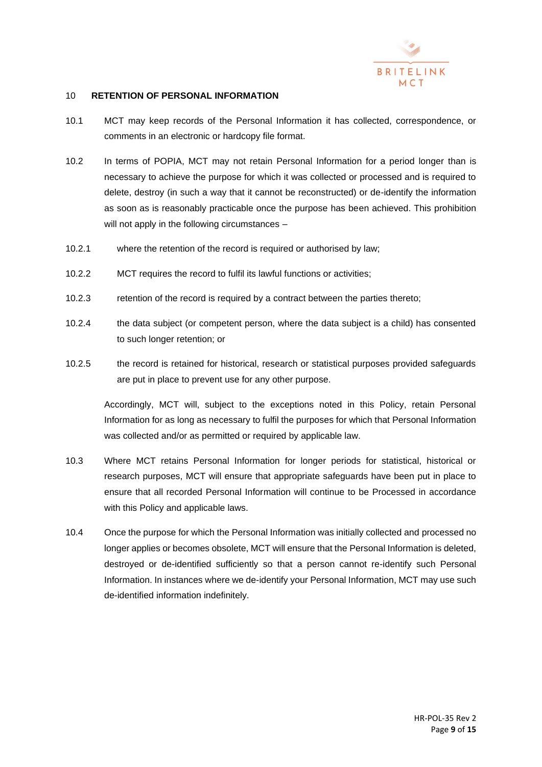## 10 RETENTION OF PERSONAL INFORMATION

10.1 MCT may keep records of the Personal Information it has collected, correspondence, or comments in an electronic or hardcopy file format.

10.2 In terms of POPIA, MCT may not retain Personal Information for a period longer than is necessary to achieve the purpose for which it was collected or processed and is required to delete, destroy (in such a way that it cannot be reconstructed) or de-identify the information as soon as is reasonably practicable once the purpose has been achieved. This prohibition will not apply in the following circumstances –

10.2.1 where the retention of the record is required or authorised by law;

10.2.2 MCT requires the record to fulfil its lawful functions or activities;

10.2.3 retention of the record is required by a contract between the parties thereto;

10.2.4 the data subject (or competent person, where the data subject is a child) has consented to such longer retention; or

10.2.5 the record is retained for historical, research or statistical purposes provided safeguards are put in place to prevent use for any other purpose.

Accordingly, MCT will, subject to the exceptions noted in this Policy, retain Personal Information for as long as necessary to fulfil the purposes for which that Personal Information was collected and/or as permitted or required by applicable law.

10.3 Where MCT retains Personal Information for longer periods for statistical, historical or research purposes, MCT will ensure that appropriate safeguards have been put in place to ensure that all recorded Personal Information will continue to be Processed in accordance with this Policy and applicable laws.

10.4 Once the purpose for which the Personal Information was initially collected and processed no longer applies or becomes obsolete, MCT will ensure that the Personal Information is deleted, destroyed or de-identified sufficiently so that a person cannot re-identify such Personal Information. In instances where we de-identify your Personal Information, MCT may use such de-identified information indefinitely.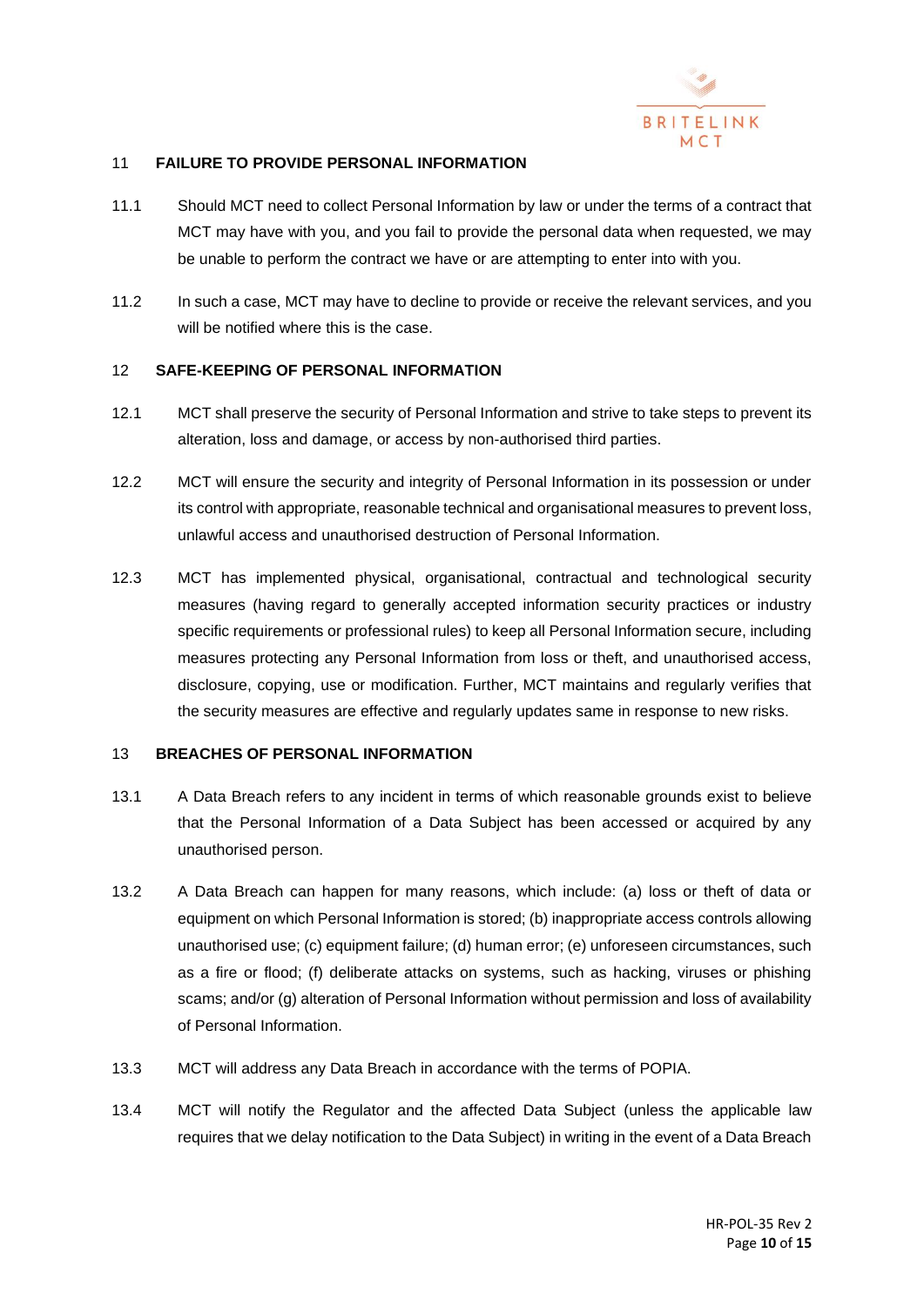## 11 FAILURE TO PROVIDE PERSONAL INFORMATION

11.1 Should MCT need to collect Personal Information by law or under the terms of a contract that MCT may have with you, and you fail to provide the personal data when requested, we may be unable to perform the contract we have or are attempting to enter into with you.

11.2 In such a case, MCT may have to decline to provide or receive the relevant services, and you will be notified where this is the case.

## 12 SAFE-KEEPING OF PERSONAL INFORMATION

12.1 MCT shall preserve the security of Personal Information and strive to take steps to prevent its alteration, loss and damage, or access by non-authorised third parties.

12.2 MCT will ensure the security and integrity of Personal Information in its possession or under its control with appropriate, reasonable technical and organisational measures to prevent loss, unlawful access and unauthorised destruction of Personal Information.

12.3 MCT has implemented physical, organisational, contractual and technological security measures (having regard to generally accepted information security practices or industry specific requirements or professional rules) to keep all Personal Information secure, including measures protecting any Personal Information from loss or theft, and unauthorised access, disclosure, copying, use or modification. Further, MCT maintains and regularly verifies that the security measures are effective and regularly updates same in response to new risks.

## 13 BREACHES OF PERSONAL INFORMATION

13.1 A Data Breach refers to any incident in terms of which reasonable grounds exist to believe that the Personal Information of a Data Subject has been accessed or acquired by any unauthorised person.

13.2 A Data Breach can happen for many reasons, which include: (a) loss or theft of data or equipment on which Personal Information is stored; (b) inappropriate access controls allowing unauthorised use; (c) equipment failure; (d) human error; (e) unforeseen circumstances, such as a fire or flood; (f) deliberate attacks on systems, such as hacking, viruses or phishing scams; and/or (g) alteration of Personal Information without permission and loss of availability of Personal Information.

13.3 MCT will address any Data Breach in accordance with the terms of POPIA.

13.4 MCT will notify the Regulator and the affected Data Subject (unless the applicable law requires that we delay notification to the Data Subject) in writing in the event of a Data Breach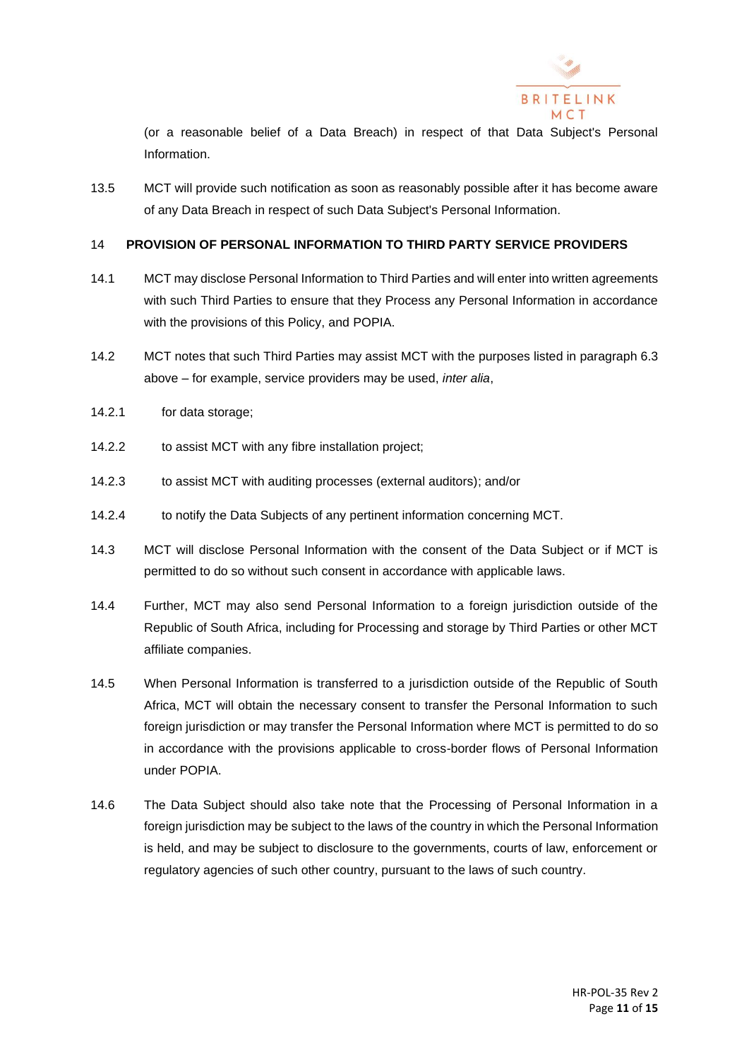(or a reasonable belief of a Data Breach) in respect of that Data Subject's Personal Information.

13.5 MCT will provide such notification as soon as reasonably possible after it has become aware of any Data Breach in respect of such Data Subject's Personal Information.

## 14 PROVISION OF PERSONAL INFORMATION TO THIRD PARTY SERVICE PROVIDERS

14.1 MCT may disclose Personal Information to Third Parties and will enter into written agreements with such Third Parties to ensure that they Process any Personal Information in accordance with the provisions of this Policy, and POPIA.

14.2 MCT notes that such Third Parties may assist MCT with the purposes listed in paragraph 6.3 above – for example, service providers may be used, *inter alia*,

14.2.1 for data storage;

14.2.2 to assist MCT with any fibre installation project;

14.2.3 to assist MCT with auditing processes (external auditors); and/or

14.2.4 to notify the Data Subjects of any pertinent information concerning MCT.

14.3 MCT will disclose Personal Information with the consent of the Data Subject or if MCT is permitted to do so without such consent in accordance with applicable laws.

14.4 Further, MCT may also send Personal Information to a foreign jurisdiction outside of the Republic of South Africa, including for Processing and storage by Third Parties or other MCT affiliate companies.

14.5 When Personal Information is transferred to a jurisdiction outside of the Republic of South Africa, MCT will obtain the necessary consent to transfer the Personal Information to such foreign jurisdiction or may transfer the Personal Information where MCT is permitted to do so in accordance with the provisions applicable to cross-border flows of Personal Information under POPIA.

14.6 The Data Subject should also take note that the Processing of Personal Information in a foreign jurisdiction may be subject to the laws of the country in which the Personal Information is held, and may be subject to disclosure to the governments, courts of law, enforcement or regulatory agencies of such other country, pursuant to the laws of such country.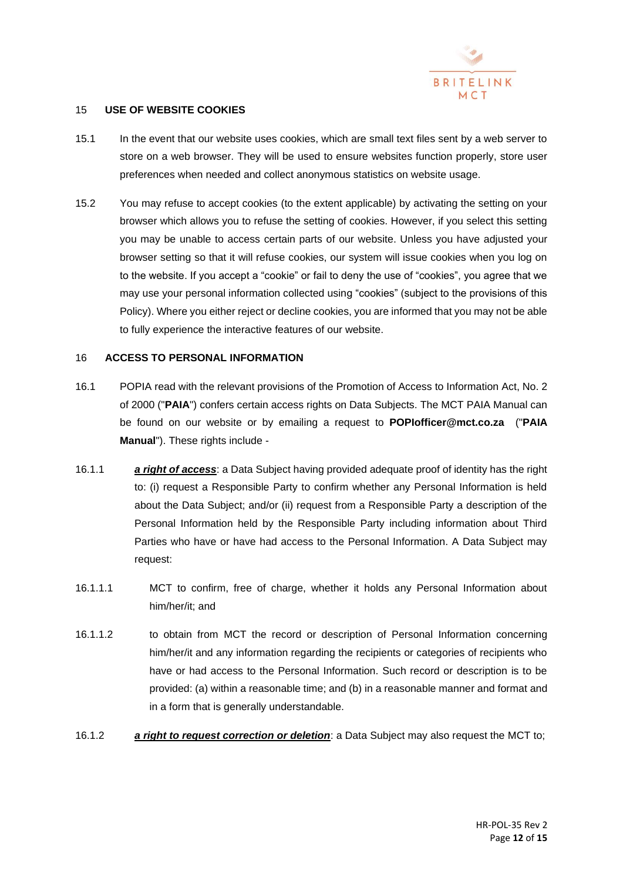## 15 USE OF WEBSITE COOKIES

15.1 In the event that our website uses cookies, which are small text files sent by a web server to store on a web browser. They will be used to ensure websites function properly, store user preferences when needed and collect anonymous statistics on website usage.

15.2 You may refuse to accept cookies (to the extent applicable) by activating the setting on your browser which allows you to refuse the setting of cookies. However, if you select this setting you may be unable to access certain parts of our website. Unless you have adjusted your browser setting so that it will refuse cookies, our system will issue cookies when you log on to the website. If you accept a "cookie" or fail to deny the use of "cookies", you agree that we may use your personal information collected using "cookies" (subject to the provisions of this Policy). Where you either reject or decline cookies, you are informed that you may not be able to fully experience the interactive features of our website.

## 16 ACCESS TO PERSONAL INFORMATION

16.1 POPIA read with the relevant provisions of the Promotion of Access to Information Act, No. 2 of 2000 ("**PAIA**") confers certain access rights on Data Subjects. The MCT PAIA Manual can be found on our website or by emailing a request to **POPIofficer@mct.co.za** ("**PAIA Manual**"). These rights include -

16.1.1 ***a right of access***: a Data Subject having provided adequate proof of identity has the right to: (i) request a Responsible Party to confirm whether any Personal Information is held about the Data Subject; and/or (ii) request from a Responsible Party a description of the Personal Information held by the Responsible Party including information about Third Parties who have or have had access to the Personal Information. A Data Subject may request:

16.1.1.1 MCT to confirm, free of charge, whether it holds any Personal Information about him/her/it; and

16.1.1.2 to obtain from MCT the record or description of Personal Information concerning him/her/it and any information regarding the recipients or categories of recipients who have or had access to the Personal Information. Such record or description is to be provided: (a) within a reasonable time; and (b) in a reasonable manner and format and in a form that is generally understandable.

16.1.2 ***a right to request correction or deletion***: a Data Subject may also request the MCT to;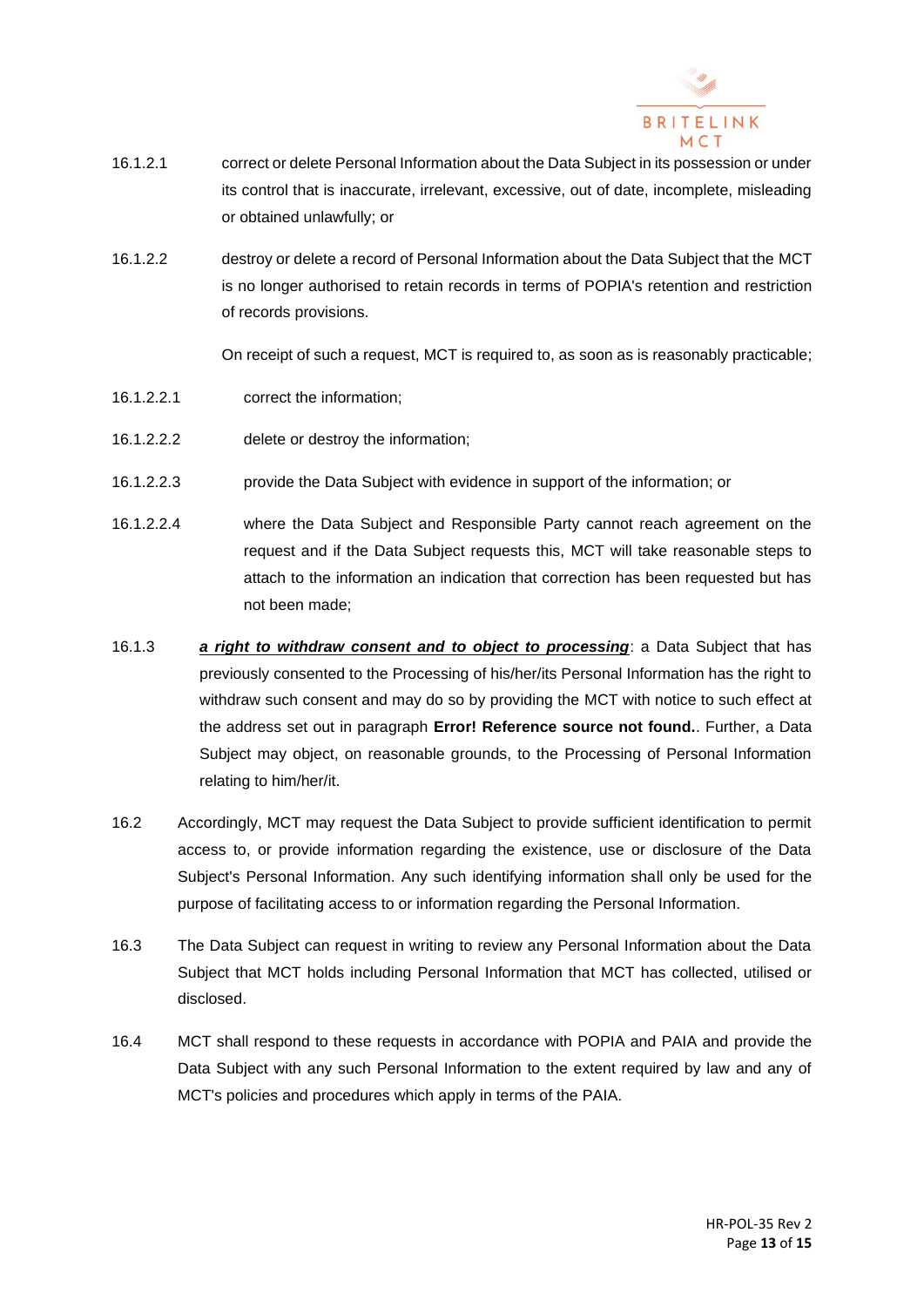16.1.2.1 correct or delete Personal Information about the Data Subject in its possession or under its control that is inaccurate, irrelevant, excessive, out of date, incomplete, misleading or obtained unlawfully; or

16.1.2.2 destroy or delete a record of Personal Information about the Data Subject that the MCT is no longer authorised to retain records in terms of POPIA's retention and restriction of records provisions.

On receipt of such a request, MCT is required to, as soon as is reasonably practicable;

16.1.2.2.1 correct the information;

16.1.2.2.2 delete or destroy the information;

16.1.2.2.3 provide the Data Subject with evidence in support of the information; or

16.1.2.2.4 where the Data Subject and Responsible Party cannot reach agreement on the request and if the Data Subject requests this, MCT will take reasonable steps to attach to the information an indication that correction has been requested but has not been made;

16.1.3 ***a right to withdraw consent and to object to processing***: a Data Subject that has previously consented to the Processing of his/her/its Personal Information has the right to withdraw such consent and may do so by providing the MCT with notice to such effect at the address set out in paragraph **Error! Reference source not found.**. Further, a Data Subject may object, on reasonable grounds, to the Processing of Personal Information relating to him/her/it.

16.2 Accordingly, MCT may request the Data Subject to provide sufficient identification to permit access to, or provide information regarding the existence, use or disclosure of the Data Subject's Personal Information. Any such identifying information shall only be used for the purpose of facilitating access to or information regarding the Personal Information.

16.3 The Data Subject can request in writing to review any Personal Information about the Data Subject that MCT holds including Personal Information that MCT has collected, utilised or disclosed.

16.4 MCT shall respond to these requests in accordance with POPIA and PAIA and provide the Data Subject with any such Personal Information to the extent required by law and any of MCT's policies and procedures which apply in terms of the PAIA.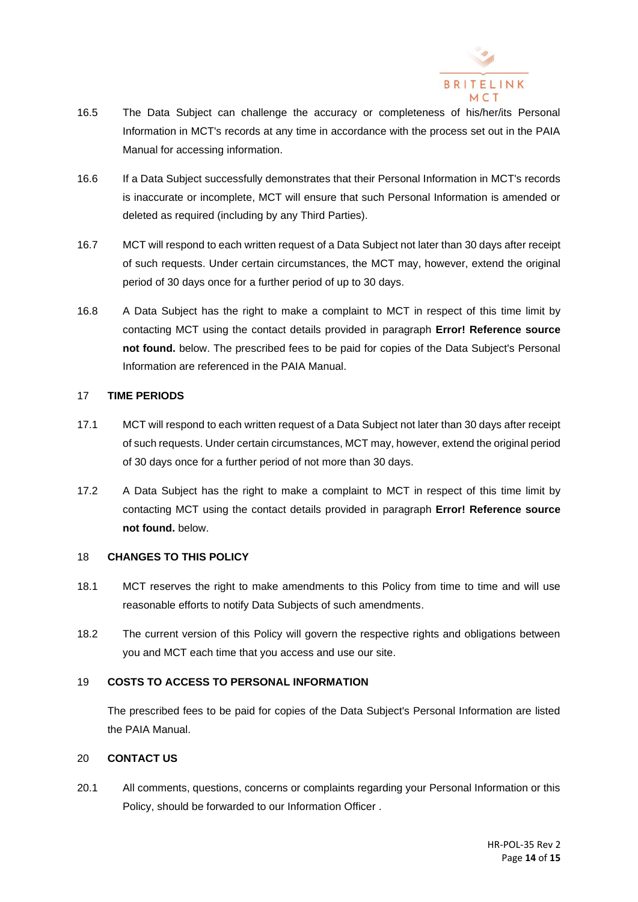16.5 The Data Subject can challenge the accuracy or completeness of his/her/its Personal Information in MCT's records at any time in accordance with the process set out in the PAIA Manual for accessing information.

16.6 If a Data Subject successfully demonstrates that their Personal Information in MCT's records is inaccurate or incomplete, MCT will ensure that such Personal Information is amended or deleted as required (including by any Third Parties).

16.7 MCT will respond to each written request of a Data Subject not later than 30 days after receipt of such requests. Under certain circumstances, the MCT may, however, extend the original period of 30 days once for a further period of up to 30 days.

16.8 A Data Subject has the right to make a complaint to MCT in respect of this time limit by contacting MCT using the contact details provided in paragraph **Error! Reference source not found.** below. The prescribed fees to be paid for copies of the Data Subject's Personal Information are referenced in the PAIA Manual.

## 17 TIME PERIODS

17.1 MCT will respond to each written request of a Data Subject not later than 30 days after receipt of such requests. Under certain circumstances, MCT may, however, extend the original period of 30 days once for a further period of not more than 30 days.

17.2 A Data Subject has the right to make a complaint to MCT in respect of this time limit by contacting MCT using the contact details provided in paragraph **Error! Reference source not found.** below.

## 18 CHANGES TO THIS POLICY

18.1 MCT reserves the right to make amendments to this Policy from time to time and will use reasonable efforts to notify Data Subjects of such amendments.

18.2 The current version of this Policy will govern the respective rights and obligations between you and MCT each time that you access and use our site.

## 19 COSTS TO ACCESS TO PERSONAL INFORMATION

The prescribed fees to be paid for copies of the Data Subject's Personal Information are listed the PAIA Manual.

## 20 CONTACT US

20.1 All comments, questions, concerns or complaints regarding your Personal Information or this Policy, should be forwarded to our Information Officer .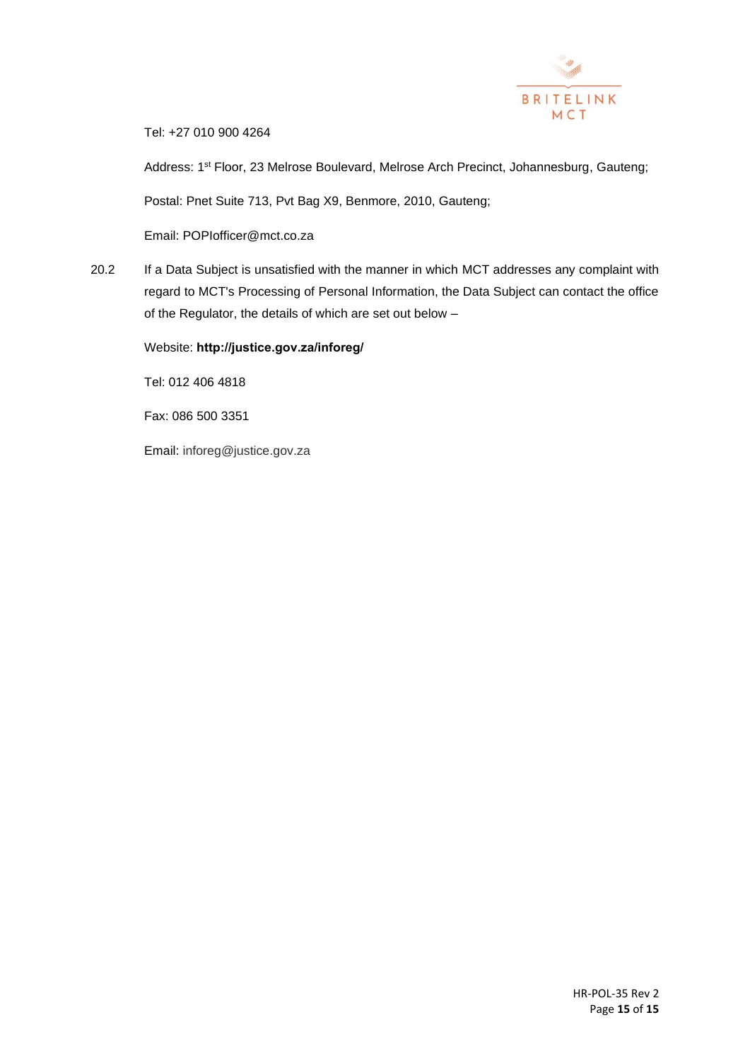Tel: +27 010 900 4264

Address: 1st Floor, 23 Melrose Boulevard, Melrose Arch Precinct, Johannesburg, Gauteng;

Postal: Pnet Suite 713, Pvt Bag X9, Benmore, 2010, Gauteng;

Email: POPIofficer@mct.co.za

20.2 If a Data Subject is unsatisfied with the manner in which MCT addresses any complaint with regard to MCT's Processing of Personal Information, the Data Subject can contact the office of the Regulator, the details of which are set out below –

Website: **http://justice.gov.za/inforeg/**

Tel: 012 406 4818

Fax: 086 500 3351

Email: inforeg@justice.gov.za